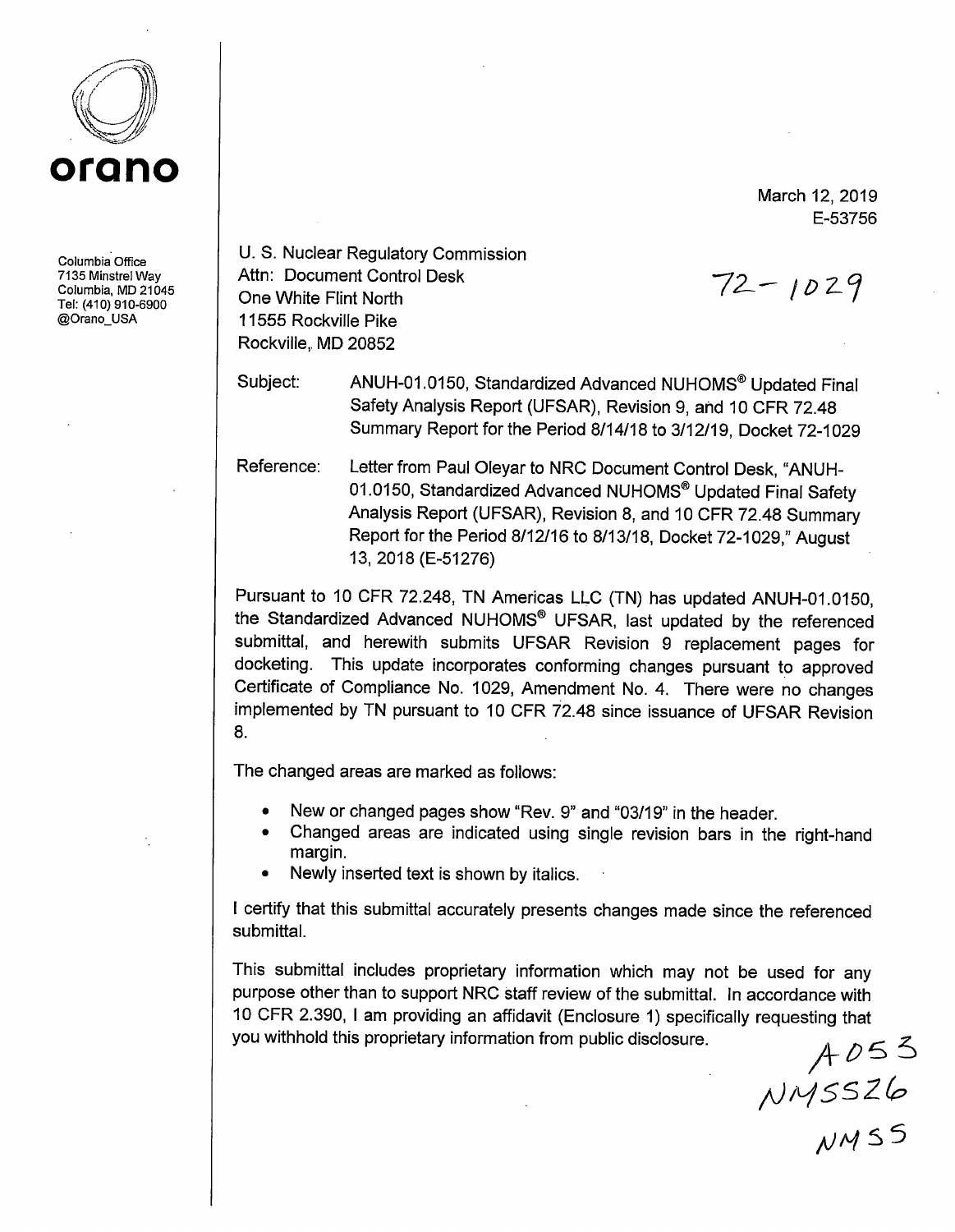**orano**

Columbia Office
7135 Minstrel Way
Columbia, MD 21045
Tel: (410) 910-6900
@Orano_USA

March 12, 2019
E-53756

U. S. Nuclear Regulatory Commission
Attn: Document Control Desk
One White Flint North
11555 Rockville Pike
Rockville, MD 20852

72-1029

Subject: ANUH-01.0150, Standardized Advanced NUHOMS® Updated Final Safety Analysis Report (UFSAR), Revision 9, and 10 CFR 72.48 Summary Report for the Period 8/14/18 to 3/12/19, Docket 72-1029

Reference: Letter from Paul Oleyar to NRC Document Control Desk, "ANUH-01.0150, Standardized Advanced NUHOMS® Updated Final Safety Analysis Report (UFSAR), Revision 8, and 10 CFR 72.48 Summary Report for the Period 8/12/16 to 8/13/18, Docket 72-1029," August 13, 2018 (E-51276)

Pursuant to 10 CFR 72.248, TN Americas LLC (TN) has updated ANUH-01.0150, the Standardized Advanced NUHOMS® UFSAR, last updated by the referenced submittal, and herewith submits UFSAR Revision 9 replacement pages for docketing. This update incorporates conforming changes pursuant to approved Certificate of Compliance No. 1029, Amendment No. 4. There were no changes implemented by TN pursuant to 10 CFR 72.48 since issuance of UFSAR Revision 8.

The changed areas are marked as follows:

- New or changed pages show "Rev. 9" and "03/19" in the header.
- Changed areas are indicated using single revision bars in the right-hand margin.
- Newly inserted text is shown by italics.

I certify that this submittal accurately presents changes made since the referenced submittal.

This submittal includes proprietary information which may not be used for any purpose other than to support NRC staff review of the submittal. In accordance with 10 CFR 2.390, I am providing an affidavit (Enclosure 1) specifically requesting that you withhold this proprietary information from public disclosure.

A053
NMSS26
NMSS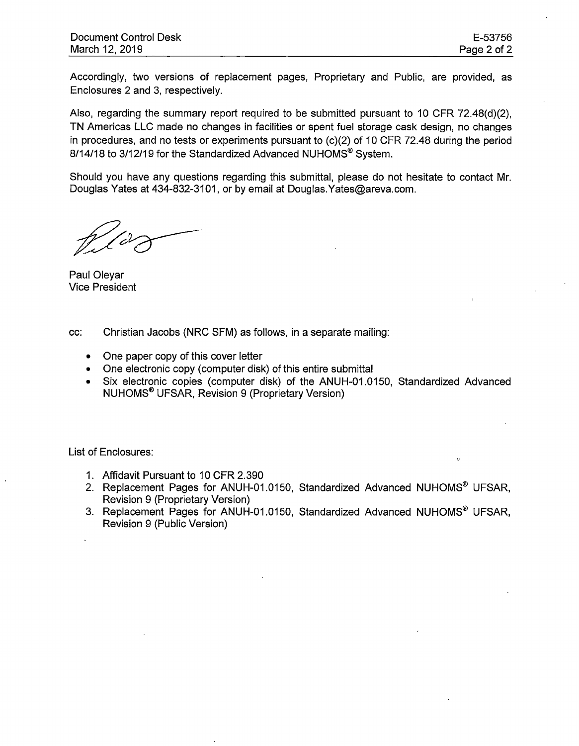Accordingly, two versions of replacement pages, Proprietary and Public, are provided, as Enclosures 2 and 3, respectively.

Also, regarding the summary report required to be submitted pursuant to 10 CFR 72.48(d)(2), TN Americas LLC made no changes in facilities or spent fuel storage cask design, no changes in procedures, and no tests or experiments pursuant to (c)(2) of 10 CFR 72.48 during the period 8/14/18 to 3/12/19 for the Standardized Advanced NUHOMS® System.

Should you have any questions regarding this submittal, please do not hesitate to contact Mr. Douglas Yates at 434-832-3101, or by email at Douglas.Yates@areva.com.

Paul Oleyar
Vice President

cc: Christian Jacobs (NRC SFM) as follows, in a separate mailing:

- One paper copy of this cover letter
- One electronic copy (computer disk) of this entire submittal
- Six electronic copies (computer disk) of the ANUH-01.0150, Standardized Advanced NUHOMS® UFSAR, Revision 9 (Proprietary Version)

List of Enclosures:

1. Affidavit Pursuant to 10 CFR 2.390
2. Replacement Pages for ANUH-01.0150, Standardized Advanced NUHOMS® UFSAR, Revision 9 (Proprietary Version)
3. Replacement Pages for ANUH-01.0150, Standardized Advanced NUHOMS® UFSAR, Revision 9 (Public Version)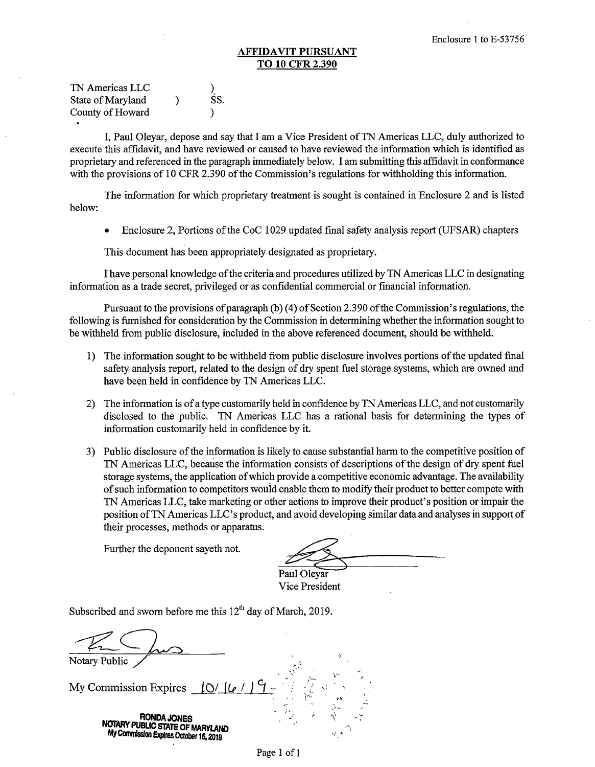Enclosure 1 to E-53756

## AFFIDAVIT PURSUANT TO 10 CFR 2.390

TN Americas LLC )
State of Maryland ) SS.
County of Howard )

I, Paul Oleyar, depose and say that I am a Vice President of TN Americas LLC, duly authorized to execute this affidavit, and have reviewed or caused to have reviewed the information which is identified as proprietary and referenced in the paragraph immediately below. I am submitting this affidavit in conformance with the provisions of 10 CFR 2.390 of the Commission's regulations for withholding this information.

The information for which proprietary treatment is sought is contained in Enclosure 2 and is listed below:

- Enclosure 2, Portions of the CoC 1029 updated final safety analysis report (UFSAR) chapters

This document has been appropriately designated as proprietary.

I have personal knowledge of the criteria and procedures utilized by TN Americas LLC in designating information as a trade secret, privileged or as confidential commercial or financial information.

Pursuant to the provisions of paragraph (b) (4) of Section 2.390 of the Commission's regulations, the following is furnished for consideration by the Commission in determining whether the information sought to be withheld from public disclosure, included in the above referenced document, should be withheld.

1) The information sought to be withheld from public disclosure involves portions of the updated final safety analysis report, related to the design of dry spent fuel storage systems, which are owned and have been held in confidence by TN Americas LLC.

2) The information is of a type customarily held in confidence by TN Americas LLC, and not customarily disclosed to the public. TN Americas LLC has a rational basis for determining the types of information customarily held in confidence by it.

3) Public disclosure of the information is likely to cause substantial harm to the competitive position of TN Americas LLC, because the information consists of descriptions of the design of dry spent fuel storage systems, the application of which provide a competitive economic advantage. The availability of such information to competitors would enable them to modify their product to better compete with TN Americas LLC, take marketing or other actions to improve their product's position or impair the position of TN Americas LLC's product, and avoid developing similar data and analyses in support of their processes, methods or apparatus.

Further the deponent sayeth not.

Paul Oleyar
Vice President

Subscribed and sworn before me this 12th day of March, 2019.

Notary Public

My Commission Expires 10/16/19

RONDA JONES
NOTARY PUBLIC STATE OF MARYLAND
My Commission Expires October 16, 2019